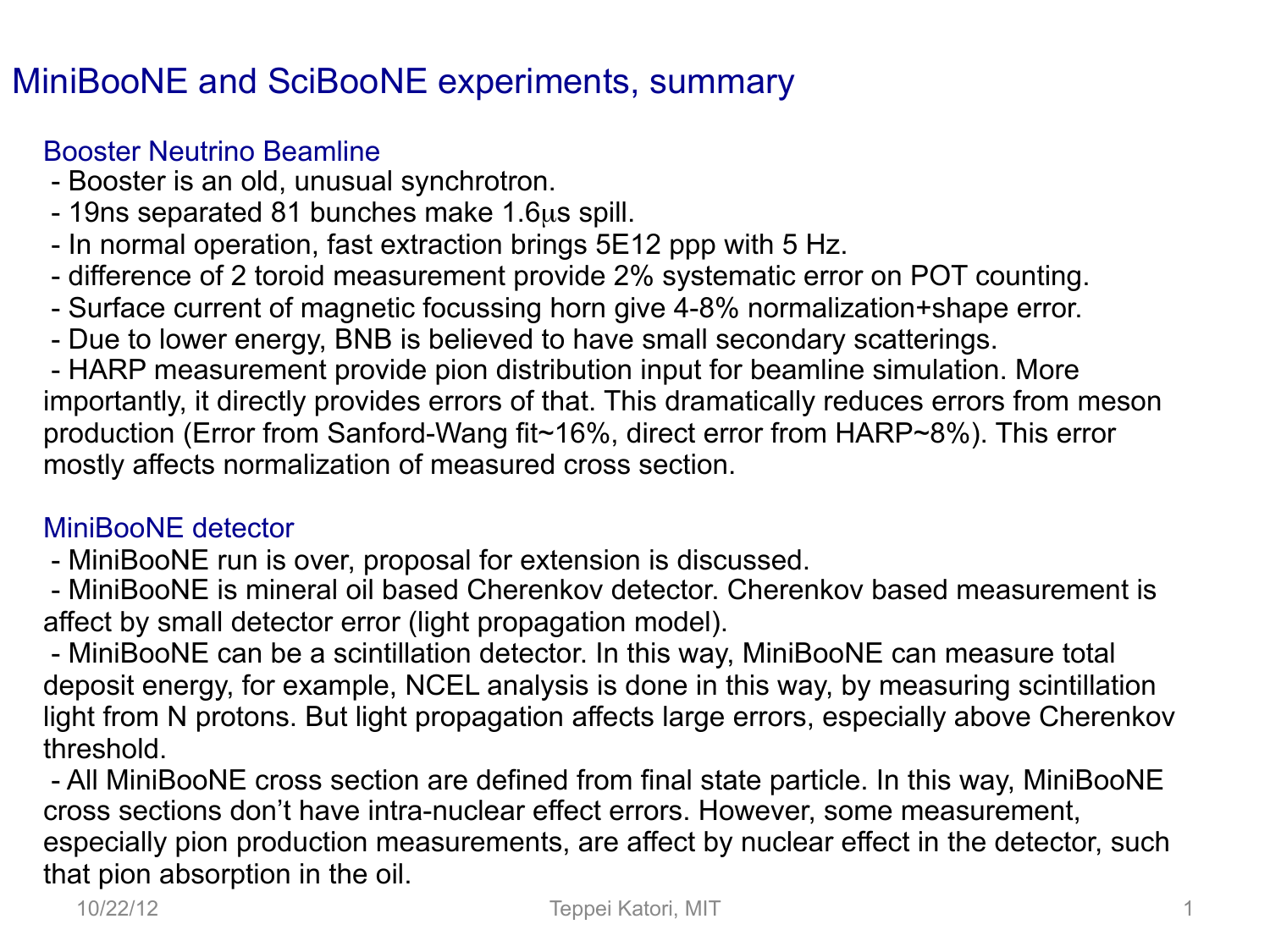# MiniBooNE and SciBooNE experiments, summary

## Booster Neutrino Beamline

- Booster is an old, unusual synchrotron.
- 19ns separated 81 bunches make 1.6$\mu$s spill.
- In normal operation, fast extraction brings 5E12 ppp with 5 Hz.
- difference of 2 toroid measurement provide 2% systematic error on POT counting.
- Surface current of magnetic focussing horn give 4-8% normalization+shape error.
- Due to lower energy, BNB is believed to have small secondary scatterings.
- HARP measurement provide pion distribution input for beamline simulation. More importantly, it directly provides errors of that. This dramatically reduces errors from meson production (Error from Sanford-Wang fit~16%, direct error from HARP~8%). This error mostly affects normalization of measured cross section.

## MiniBooNE detector

- MiniBooNE run is over, proposal for extension is discussed.
- MiniBooNE is mineral oil based Cherenkov detector. Cherenkov based measurement is affect by small detector error (light propagation model).
- MiniBooNE can be a scintillation detector. In this way, MiniBooNE can measure total deposit energy, for example, NCEL analysis is done in this way, by measuring scintillation light from N protons. But light propagation affects large errors, especially above Cherenkov threshold.
- All MiniBooNE cross section are defined from final state particle. In this way, MiniBooNE cross sections don't have intra-nuclear effect errors. However, some measurement, especially pion production measurements, are affect by nuclear effect in the detector, such that pion absorption in the oil.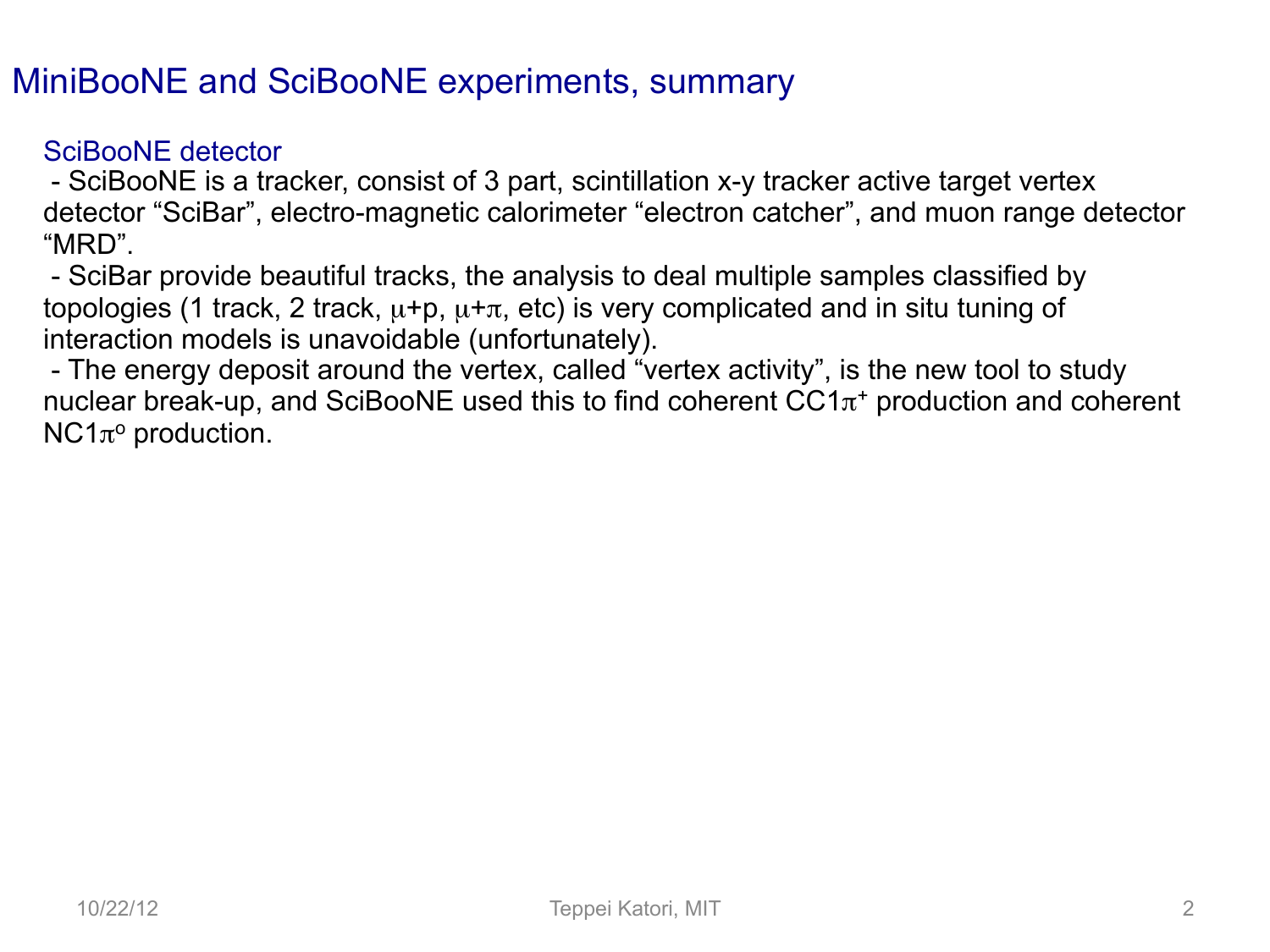# MiniBooNE and SciBooNE experiments, summary

## SciBooNE detector

- SciBooNE is a tracker, consist of 3 part, scintillation x-y tracker active target vertex detector “SciBar”, electro-magnetic calorimeter “electron catcher”, and muon range detector “MRD”.
- SciBar provide beautiful tracks, the analysis to deal multiple samples classified by topologies (1 track, 2 track, $\mu$+p, $\mu$+$\pi$, etc) is very complicated and in situ tuning of interaction models is unavoidable (unfortunately).
- The energy deposit around the vertex, called “vertex activity”, is the new tool to study nuclear break-up, and SciBooNE used this to find coherent CC1$\pi^+$ production and coherent NC1$\pi^o$ production.